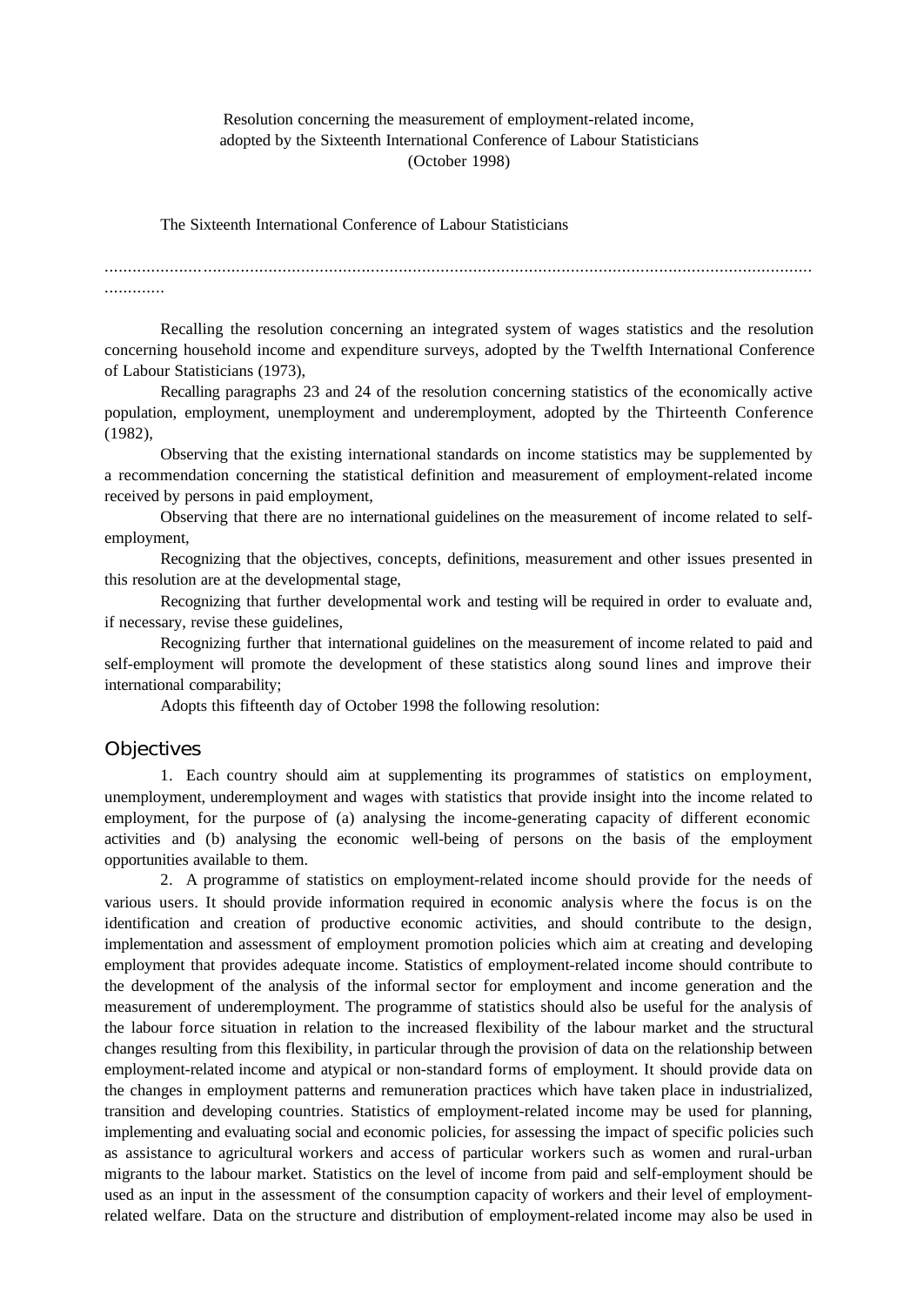Resolution concerning the measurement of employment-related income, adopted by the Sixteenth International Conference of Labour Statisticians (October 1998)

The Sixteenth International Conference of Labour Statisticians

.................................................................................................................................................
.............

Recalling the resolution concerning an integrated system of wages statistics and the resolution concerning household income and expenditure surveys, adopted by the Twelfth International Conference of Labour Statisticians (1973),

Recalling paragraphs 23 and 24 of the resolution concerning statistics of the economically active population, employment, unemployment and underemployment, adopted by the Thirteenth Conference (1982),

Observing that the existing international standards on income statistics may be supplemented by a recommendation concerning the statistical definition and measurement of employment-related income received by persons in paid employment,

Observing that there are no international guidelines on the measurement of income related to self-employment,

Recognizing that the objectives, concepts, definitions, measurement and other issues presented in this resolution are at the developmental stage,

Recognizing that further developmental work and testing will be required in order to evaluate and, if necessary, revise these guidelines,

Recognizing further that international guidelines on the measurement of income related to paid and self-employment will promote the development of these statistics along sound lines and improve their international comparability;

Adopts this fifteenth day of October 1998 the following resolution:

## Objectives

1. Each country should aim at supplementing its programmes of statistics on employment, unemployment, underemployment and wages with statistics that provide insight into the income related to employment, for the purpose of (a) analysing the income-generating capacity of different economic activities and (b) analysing the economic well-being of persons on the basis of the employment opportunities available to them.

2. A programme of statistics on employment-related income should provide for the needs of various users. It should provide information required in economic analysis where the focus is on the identification and creation of productive economic activities, and should contribute to the design, implementation and assessment of employment promotion policies which aim at creating and developing employment that provides adequate income. Statistics of employment-related income should contribute to the development of the analysis of the informal sector for employment and income generation and the measurement of underemployment. The programme of statistics should also be useful for the analysis of the labour force situation in relation to the increased flexibility of the labour market and the structural changes resulting from this flexibility, in particular through the provision of data on the relationship between employment-related income and atypical or non-standard forms of employment. It should provide data on the changes in employment patterns and remuneration practices which have taken place in industrialized, transition and developing countries. Statistics of employment-related income may be used for planning, implementing and evaluating social and economic policies, for assessing the impact of specific policies such as assistance to agricultural workers and access of particular workers such as women and rural-urban migrants to the labour market. Statistics on the level of income from paid and self-employment should be used as an input in the assessment of the consumption capacity of workers and their level of employment-related welfare. Data on the structure and distribution of employment-related income may also be used in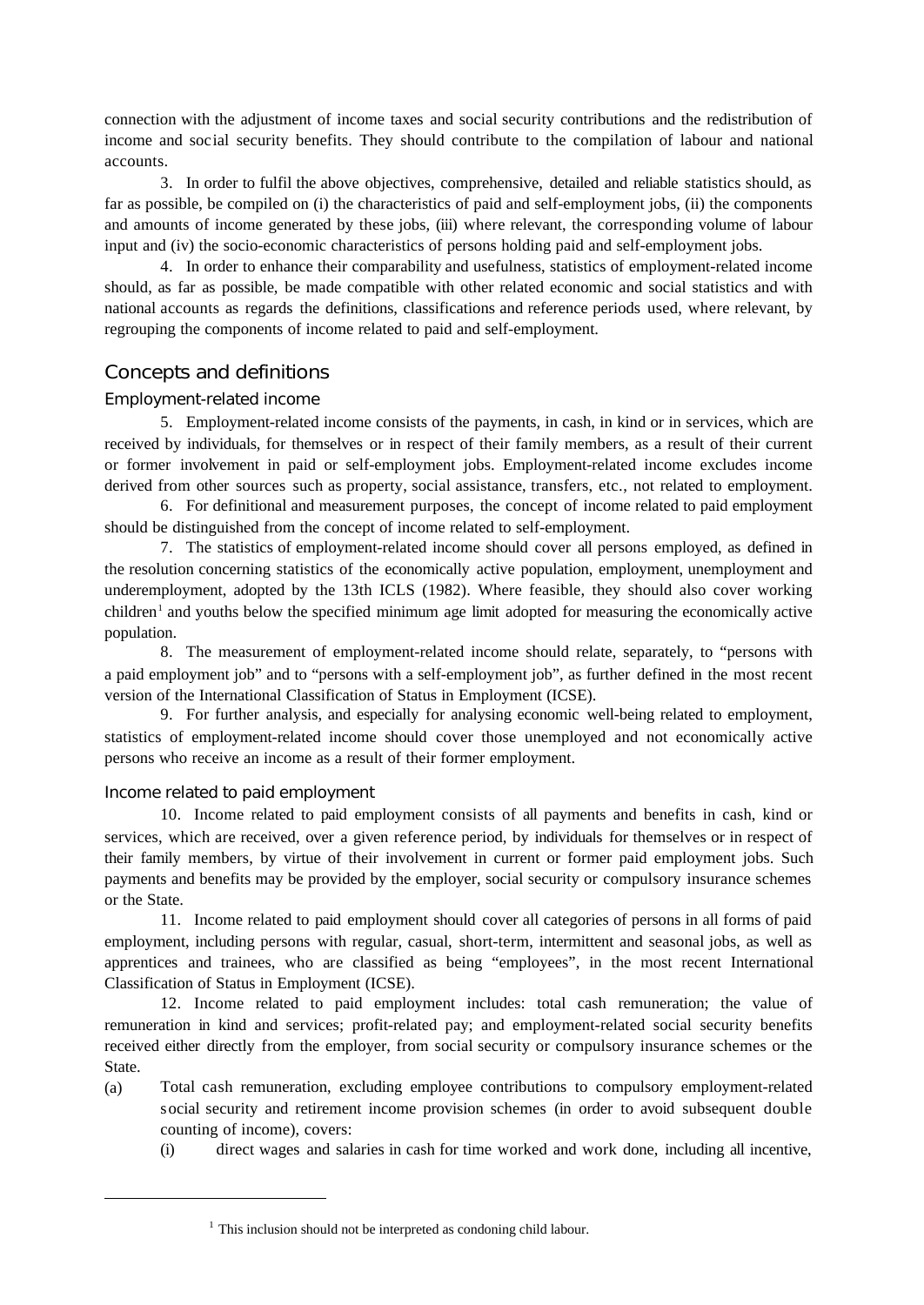connection with the adjustment of income taxes and social security contributions and the redistribution of income and social security benefits. They should contribute to the compilation of labour and national accounts.

3. In order to fulfil the above objectives, comprehensive, detailed and reliable statistics should, as far as possible, be compiled on (i) the characteristics of paid and self-employment jobs, (ii) the components and amounts of income generated by these jobs, (iii) where relevant, the corresponding volume of labour input and (iv) the socio-economic characteristics of persons holding paid and self-employment jobs.

4. In order to enhance their comparability and usefulness, statistics of employment-related income should, as far as possible, be made compatible with other related economic and social statistics and with national accounts as regards the definitions, classifications and reference periods used, where relevant, by regrouping the components of income related to paid and self-employment.

## Concepts and definitions

### Employment-related income

5. Employment-related income consists of the payments, in cash, in kind or in services, which are received by individuals, for themselves or in respect of their family members, as a result of their current or former involvement in paid or self-employment jobs. Employment-related income excludes income derived from other sources such as property, social assistance, transfers, etc., not related to employment.

6. For definitional and measurement purposes, the concept of income related to paid employment should be distinguished from the concept of income related to self-employment.

7. The statistics of employment-related income should cover all persons employed, as defined in the resolution concerning statistics of the economically active population, employment, unemployment and underemployment, adopted by the 13th ICLS (1982). Where feasible, they should also cover working children[1] and youths below the specified minimum age limit adopted for measuring the economically active population.

8. The measurement of employment-related income should relate, separately, to "persons with a paid employment job" and to "persons with a self-employment job", as further defined in the most recent version of the International Classification of Status in Employment (ICSE).

9. For further analysis, and especially for analysing economic well-being related to employment, statistics of employment-related income should cover those unemployed and not economically active persons who receive an income as a result of their former employment.

### Income related to paid employment

10. Income related to paid employment consists of all payments and benefits in cash, kind or services, which are received, over a given reference period, by individuals for themselves or in respect of their family members, by virtue of their involvement in current or former paid employment jobs. Such payments and benefits may be provided by the employer, social security or compulsory insurance schemes or the State.

11. Income related to paid employment should cover all categories of persons in all forms of paid employment, including persons with regular, casual, short-term, intermittent and seasonal jobs, as well as apprentices and trainees, who are classified as being "employees", in the most recent International Classification of Status in Employment (ICSE).

12. Income related to paid employment includes: total cash remuneration; the value of remuneration in kind and services; profit-related pay; and employment-related social security benefits received either directly from the employer, from social security or compulsory insurance schemes or the State.

(a) Total cash remuneration, excluding employee contributions to compulsory employment-related social security and retirement income provision schemes (in order to avoid subsequent double counting of income), covers:

 (i) direct wages and salaries in cash for time worked and work done, including all incentive,

[1] This inclusion should not be interpreted as condoning child labour.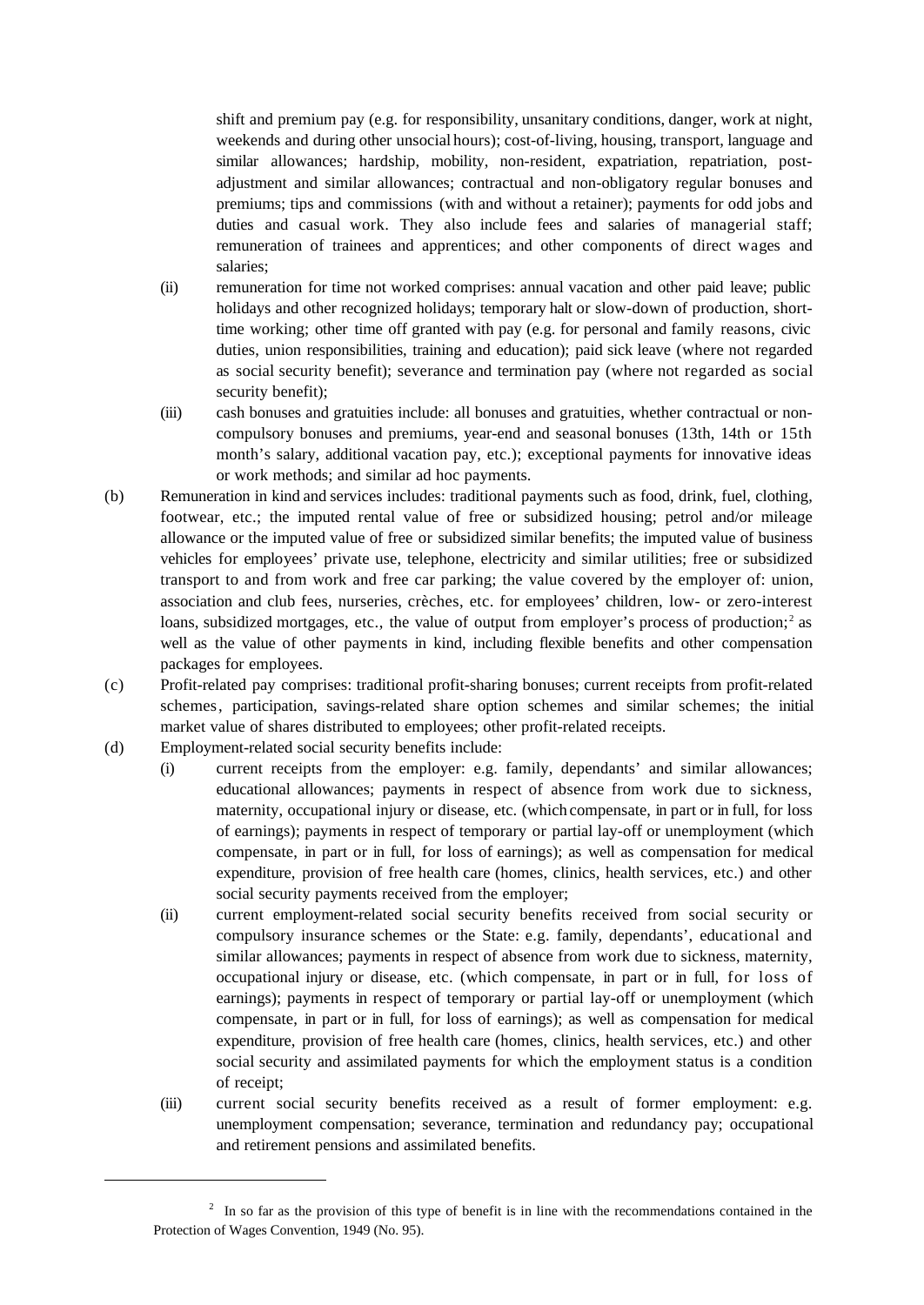shift and premium pay (e.g. for responsibility, unsanitary conditions, danger, work at night, weekends and during other unsocial hours); cost-of-living, housing, transport, language and similar allowances; hardship, mobility, non-resident, expatriation, repatriation, post-adjustment and similar allowances; contractual and non-obligatory regular bonuses and premiums; tips and commissions (with and without a retainer); payments for odd jobs and duties and casual work. They also include fees and salaries of managerial staff; remuneration of trainees and apprentices; and other components of direct wages and salaries;

(ii) remuneration for time not worked comprises: annual vacation and other paid leave; public holidays and other recognized holidays; temporary halt or slow-down of production, short-time working; other time off granted with pay (e.g. for personal and family reasons, civic duties, union responsibilities, training and education); paid sick leave (where not regarded as social security benefit); severance and termination pay (where not regarded as social security benefit);

(iii) cash bonuses and gratuities include: all bonuses and gratuities, whether contractual or non-compulsory bonuses and premiums, year-end and seasonal bonuses (13th, 14th or 15th month's salary, additional vacation pay, etc.); exceptional payments for innovative ideas or work methods; and similar ad hoc payments.

(b) Remuneration in kind and services includes: traditional payments such as food, drink, fuel, clothing, footwear, etc.; the imputed rental value of free or subsidized housing; petrol and/or mileage allowance or the imputed value of free or subsidized similar benefits; the imputed value of business vehicles for employees' private use, telephone, electricity and similar utilities; free or subsidized transport to and from work and free car parking; the value covered by the employer of: union, association and club fees, nurseries, crèches, etc. for employees' children, low- or zero-interest loans, subsidized mortgages, etc., the value of output from employer's process of production;[2] as well as the value of other payments in kind, including flexible benefits and other compensation packages for employees.

(c) Profit-related pay comprises: traditional profit-sharing bonuses; current receipts from profit-related schemes, participation, savings-related share option schemes and similar schemes; the initial market value of shares distributed to employees; other profit-related receipts.

(d) Employment-related social security benefits include:

(i) current receipts from the employer: e.g. family, dependants' and similar allowances; educational allowances; payments in respect of absence from work due to sickness, maternity, occupational injury or disease, etc. (which compensate, in part or in full, for loss of earnings); payments in respect of temporary or partial lay-off or unemployment (which compensate, in part or in full, for loss of earnings); as well as compensation for medical expenditure, provision of free health care (homes, clinics, health services, etc.) and other social security payments received from the employer;

(ii) current employment-related social security benefits received from social security or compulsory insurance schemes or the State: e.g. family, dependants', educational and similar allowances; payments in respect of absence from work due to sickness, maternity, occupational injury or disease, etc. (which compensate, in part or in full, for loss of earnings); payments in respect of temporary or partial lay-off or unemployment (which compensate, in part or in full, for loss of earnings); as well as compensation for medical expenditure, provision of free health care (homes, clinics, health services, etc.) and other social security and assimilated payments for which the employment status is a condition of receipt;

(iii) current social security benefits received as a result of former employment: e.g. unemployment compensation; severance, termination and redundancy pay; occupational and retirement pensions and assimilated benefits.

---

[2] In so far as the provision of this type of benefit is in line with the recommendations contained in the Protection of Wages Convention, 1949 (No. 95).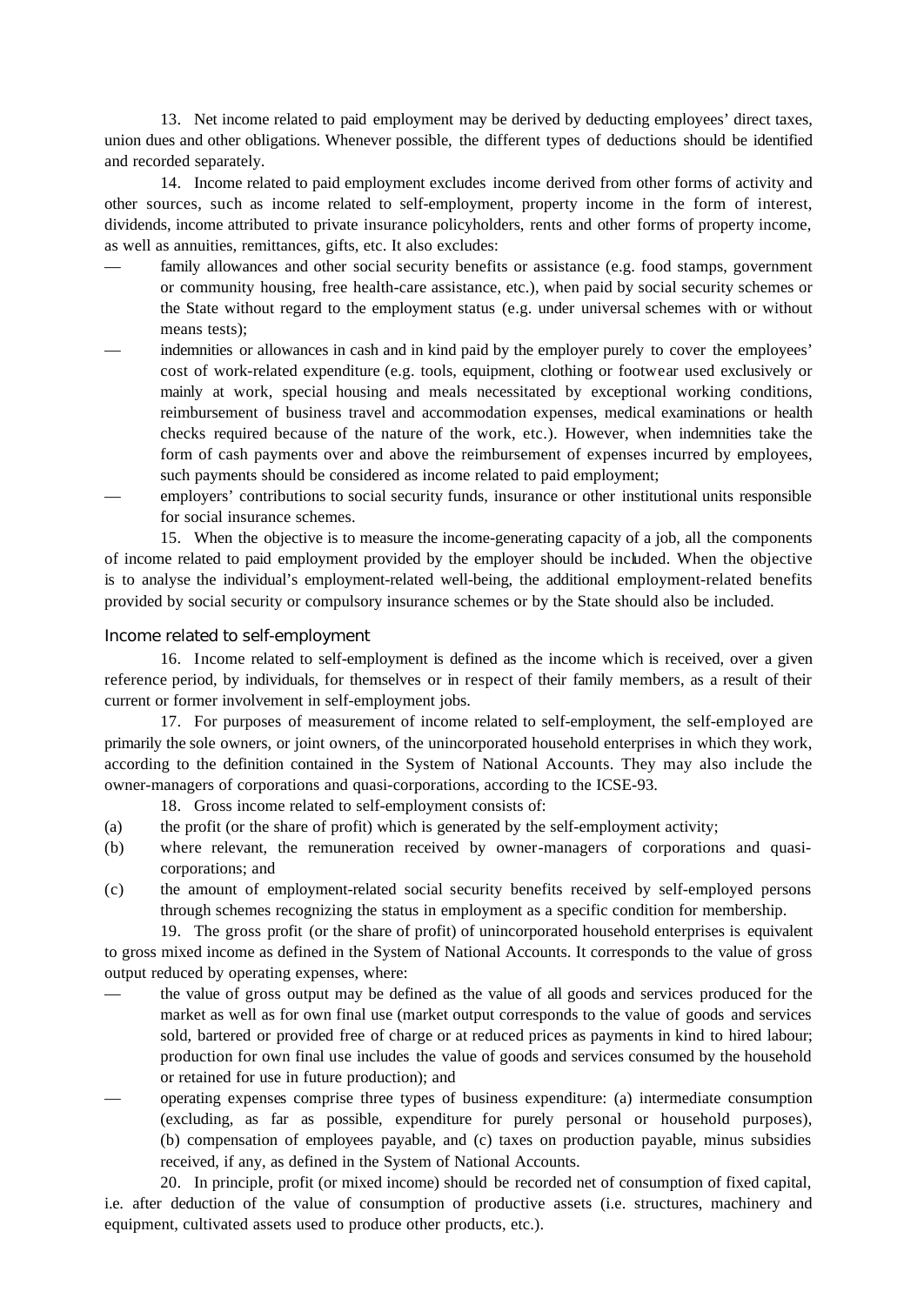13. Net income related to paid employment may be derived by deducting employees' direct taxes, union dues and other obligations. Whenever possible, the different types of deductions should be identified and recorded separately.

14. Income related to paid employment excludes income derived from other forms of activity and other sources, such as income related to self-employment, property income in the form of interest, dividends, income attributed to private insurance policyholders, rents and other forms of property income, as well as annuities, remittances, gifts, etc. It also excludes:

- family allowances and other social security benefits or assistance (e.g. food stamps, government or community housing, free health-care assistance, etc.), when paid by social security schemes or the State without regard to the employment status (e.g. under universal schemes with or without means tests);
- indemnities or allowances in cash and in kind paid by the employer purely to cover the employees' cost of work-related expenditure (e.g. tools, equipment, clothing or footwear used exclusively or mainly at work, special housing and meals necessitated by exceptional working conditions, reimbursement of business travel and accommodation expenses, medical examinations or health checks required because of the nature of the work, etc.). However, when indemnities take the form of cash payments over and above the reimbursement of expenses incurred by employees, such payments should be considered as income related to paid employment;
- employers' contributions to social security funds, insurance or other institutional units responsible for social insurance schemes.

15. When the objective is to measure the income-generating capacity of a job, all the components of income related to paid employment provided by the employer should be included. When the objective is to analyse the individual's employment-related well-being, the additional employment-related benefits provided by social security or compulsory insurance schemes or by the State should also be included.

### Income related to self-employment

16. Income related to self-employment is defined as the income which is received, over a given reference period, by individuals, for themselves or in respect of their family members, as a result of their current or former involvement in self-employment jobs.

17. For purposes of measurement of income related to self-employment, the self-employed are primarily the sole owners, or joint owners, of the unincorporated household enterprises in which they work, according to the definition contained in the System of National Accounts. They may also include the owner-managers of corporations and quasi-corporations, according to the ICSE-93.

18. Gross income related to self-employment consists of:

(a) the profit (or the share of profit) which is generated by the self-employment activity;

(b) where relevant, the remuneration received by owner-managers of corporations and quasi-corporations; and

(c) the amount of employment-related social security benefits received by self-employed persons through schemes recognizing the status in employment as a specific condition for membership.

19. The gross profit (or the share of profit) of unincorporated household enterprises is equivalent to gross mixed income as defined in the System of National Accounts. It corresponds to the value of gross output reduced by operating expenses, where:

- the value of gross output may be defined as the value of all goods and services produced for the market as well as for own final use (market output corresponds to the value of goods and services sold, bartered or provided free of charge or at reduced prices as payments in kind to hired labour; production for own final use includes the value of goods and services consumed by the household or retained for use in future production); and
- operating expenses comprise three types of business expenditure: (a) intermediate consumption (excluding, as far as possible, expenditure for purely personal or household purposes), (b) compensation of employees payable, and (c) taxes on production payable, minus subsidies received, if any, as defined in the System of National Accounts.

20. In principle, profit (or mixed income) should be recorded net of consumption of fixed capital, i.e. after deduction of the value of consumption of productive assets (i.e. structures, machinery and equipment, cultivated assets used to produce other products, etc.).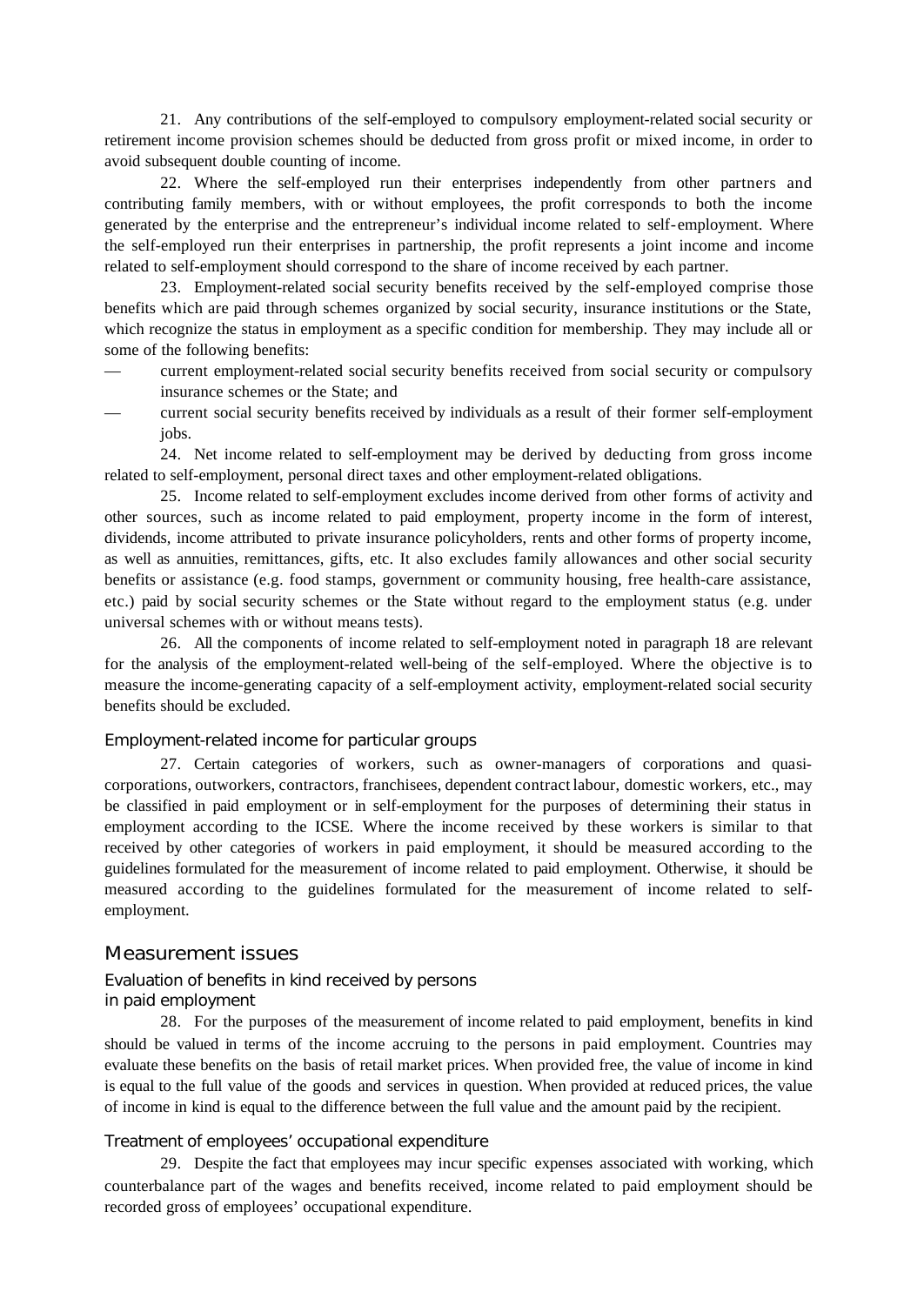21. Any contributions of the self-employed to compulsory employment-related social security or retirement income provision schemes should be deducted from gross profit or mixed income, in order to avoid subsequent double counting of income.

22. Where the self-employed run their enterprises independently from other partners and contributing family members, with or without employees, the profit corresponds to both the income generated by the enterprise and the entrepreneur's individual income related to self-employment. Where the self-employed run their enterprises in partnership, the profit represents a joint income and income related to self-employment should correspond to the share of income received by each partner.

23. Employment-related social security benefits received by the self-employed comprise those benefits which are paid through schemes organized by social security, insurance institutions or the State, which recognize the status in employment as a specific condition for membership. They may include all or some of the following benefits:

— current employment-related social security benefits received from social security or compulsory insurance schemes or the State; and

— current social security benefits received by individuals as a result of their former self-employment jobs.

24. Net income related to self-employment may be derived by deducting from gross income related to self-employment, personal direct taxes and other employment-related obligations.

25. Income related to self-employment excludes income derived from other forms of activity and other sources, such as income related to paid employment, property income in the form of interest, dividends, income attributed to private insurance policyholders, rents and other forms of property income, as well as annuities, remittances, gifts, etc. It also excludes family allowances and other social security benefits or assistance (e.g. food stamps, government or community housing, free health-care assistance, etc.) paid by social security schemes or the State without regard to the employment status (e.g. under universal schemes with or without means tests).

26. All the components of income related to self-employment noted in paragraph 18 are relevant for the analysis of the employment-related well-being of the self-employed. Where the objective is to measure the income-generating capacity of a self-employment activity, employment-related social security benefits should be excluded.

### Employment-related income for particular groups

27. Certain categories of workers, such as owner-managers of corporations and quasi-corporations, outworkers, contractors, franchisees, dependent contract labour, domestic workers, etc., may be classified in paid employment or in self-employment for the purposes of determining their status in employment according to the ICSE. Where the income received by these workers is similar to that received by other categories of workers in paid employment, it should be measured according to the guidelines formulated for the measurement of income related to paid employment. Otherwise, it should be measured according to the guidelines formulated for the measurement of income related to self-employment.

## Measurement issues

### Evaluation of benefits in kind received by persons in paid employment

28. For the purposes of the measurement of income related to paid employment, benefits in kind should be valued in terms of the income accruing to the persons in paid employment. Countries may evaluate these benefits on the basis of retail market prices. When provided free, the value of income in kind is equal to the full value of the goods and services in question. When provided at reduced prices, the value of income in kind is equal to the difference between the full value and the amount paid by the recipient.

### Treatment of employees' occupational expenditure

29. Despite the fact that employees may incur specific expenses associated with working, which counterbalance part of the wages and benefits received, income related to paid employment should be recorded gross of employees' occupational expenditure.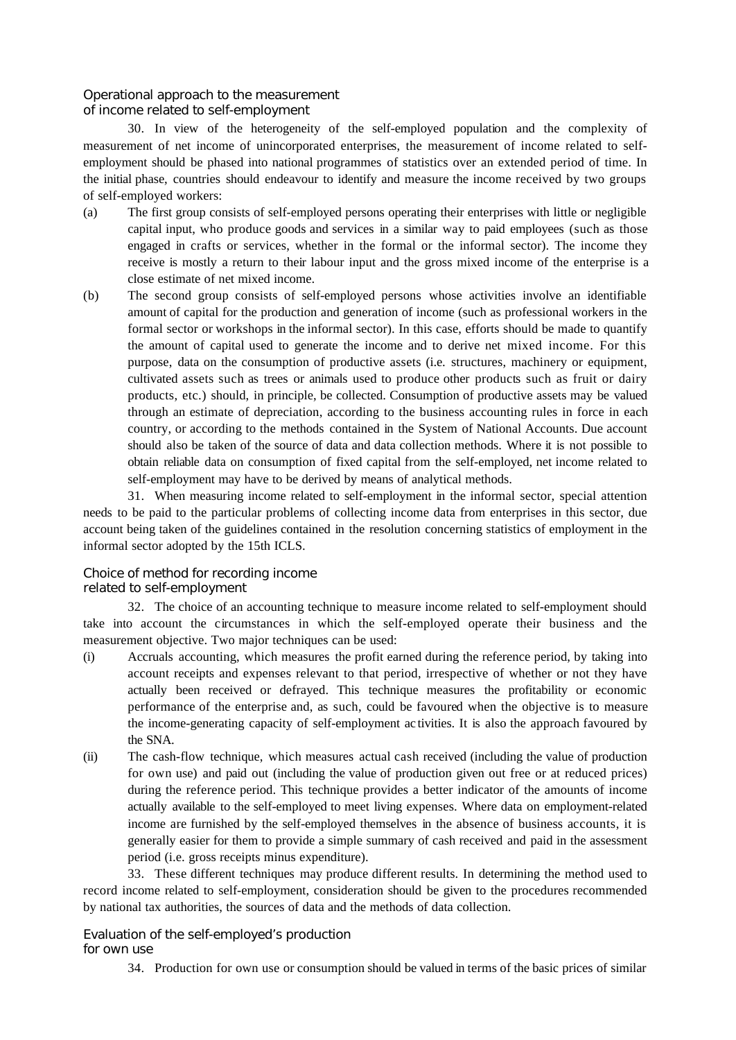### Operational approach to the measurement of income related to self-employment

30. In view of the heterogeneity of the self-employed population and the complexity of measurement of net income of unincorporated enterprises, the measurement of income related to self-employment should be phased into national programmes of statistics over an extended period of time. In the initial phase, countries should endeavour to identify and measure the income received by two groups of self-employed workers:

(a) The first group consists of self-employed persons operating their enterprises with little or negligible capital input, who produce goods and services in a similar way to paid employees (such as those engaged in crafts or services, whether in the formal or the informal sector). The income they receive is mostly a return to their labour input and the gross mixed income of the enterprise is a close estimate of net mixed income.

(b) The second group consists of self-employed persons whose activities involve an identifiable amount of capital for the production and generation of income (such as professional workers in the formal sector or workshops in the informal sector). In this case, efforts should be made to quantify the amount of capital used to generate the income and to derive net mixed income. For this purpose, data on the consumption of productive assets (i.e. structures, machinery or equipment, cultivated assets such as trees or animals used to produce other products such as fruit or dairy products, etc.) should, in principle, be collected. Consumption of productive assets may be valued through an estimate of depreciation, according to the business accounting rules in force in each country, or according to the methods contained in the System of National Accounts. Due account should also be taken of the source of data and data collection methods. Where it is not possible to obtain reliable data on consumption of fixed capital from the self-employed, net income related to self-employment may have to be derived by means of analytical methods.

31. When measuring income related to self-employment in the informal sector, special attention needs to be paid to the particular problems of collecting income data from enterprises in this sector, due account being taken of the guidelines contained in the resolution concerning statistics of employment in the informal sector adopted by the 15th ICLS.

### Choice of method for recording income related to self-employment

32. The choice of an accounting technique to measure income related to self-employment should take into account the circumstances in which the self-employed operate their business and the measurement objective. Two major techniques can be used:

(i) Accruals accounting, which measures the profit earned during the reference period, by taking into account receipts and expenses relevant to that period, irrespective of whether or not they have actually been received or defrayed. This technique measures the profitability or economic performance of the enterprise and, as such, could be favoured when the objective is to measure the income-generating capacity of self-employment activities. It is also the approach favoured by the SNA.

(ii) The cash-flow technique, which measures actual cash received (including the value of production for own use) and paid out (including the value of production given out free or at reduced prices) during the reference period. This technique provides a better indicator of the amounts of income actually available to the self-employed to meet living expenses. Where data on employment-related income are furnished by the self-employed themselves in the absence of business accounts, it is generally easier for them to provide a simple summary of cash received and paid in the assessment period (i.e. gross receipts minus expenditure).

33. These different techniques may produce different results. In determining the method used to record income related to self-employment, consideration should be given to the procedures recommended by national tax authorities, the sources of data and the methods of data collection.

### Evaluation of the self-employed's production for own use

34. Production for own use or consumption should be valued in terms of the basic prices of similar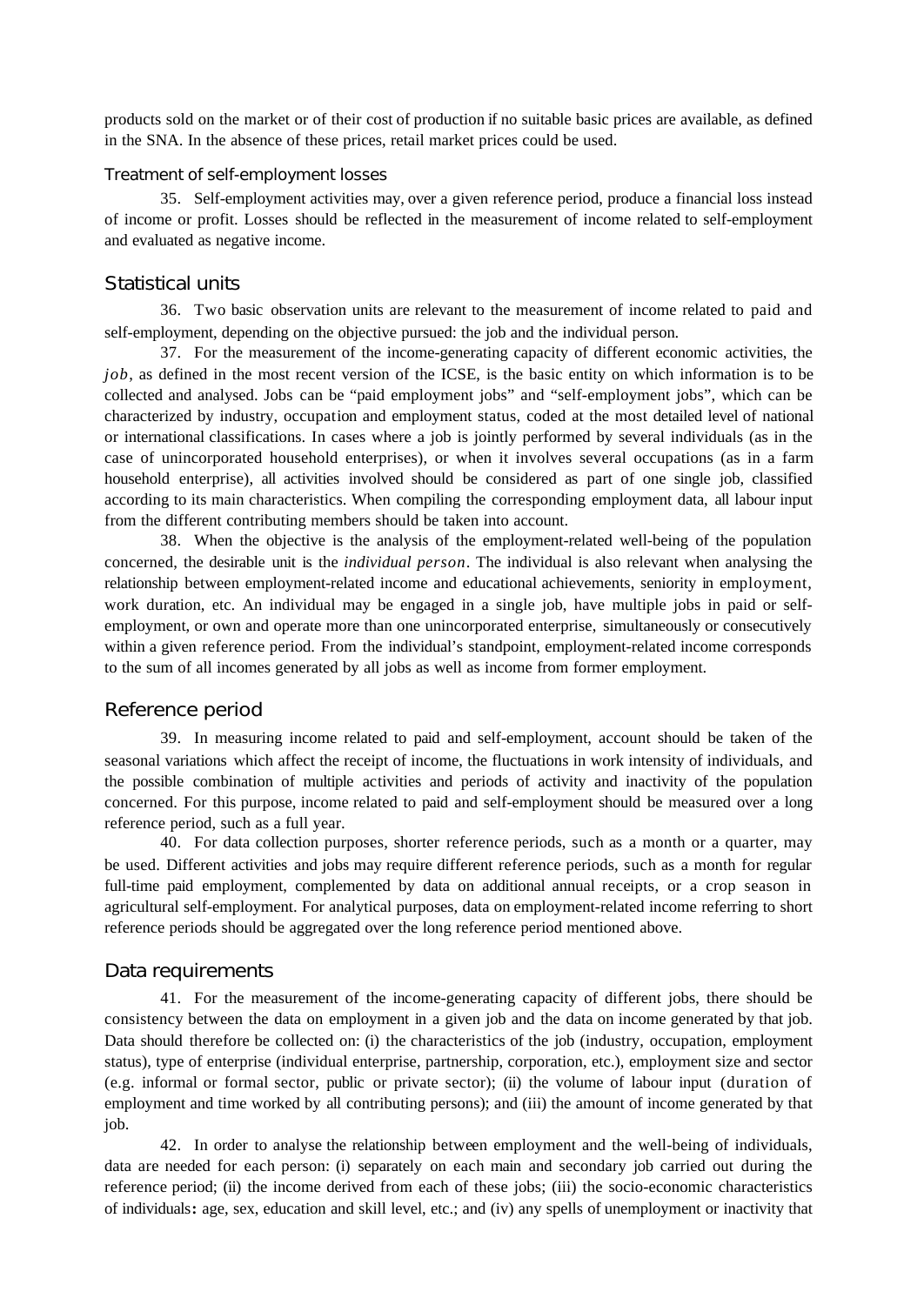products sold on the market or of their cost of production if no suitable basic prices are available, as defined in the SNA. In the absence of these prices, retail market prices could be used.

### Treatment of self-employment losses

35. Self-employment activities may, over a given reference period, produce a financial loss instead of income or profit. Losses should be reflected in the measurement of income related to self-employment and evaluated as negative income.

## Statistical units

36. Two basic observation units are relevant to the measurement of income related to paid and self-employment, depending on the objective pursued: the job and the individual person.

37. For the measurement of the income-generating capacity of different economic activities, the *job*, as defined in the most recent version of the ICSE, is the basic entity on which information is to be collected and analysed. Jobs can be "paid employment jobs" and "self-employment jobs", which can be characterized by industry, occupation and employment status, coded at the most detailed level of national or international classifications. In cases where a job is jointly performed by several individuals (as in the case of unincorporated household enterprises), or when it involves several occupations (as in a farm household enterprise), all activities involved should be considered as part of one single job, classified according to its main characteristics. When compiling the corresponding employment data, all labour input from the different contributing members should be taken into account.

38. When the objective is the analysis of the employment-related well-being of the population concerned, the desirable unit is the *individual person*. The individual is also relevant when analysing the relationship between employment-related income and educational achievements, seniority in employment, work duration, etc. An individual may be engaged in a single job, have multiple jobs in paid or self-employment, or own and operate more than one unincorporated enterprise, simultaneously or consecutively within a given reference period. From the individual's standpoint, employment-related income corresponds to the sum of all incomes generated by all jobs as well as income from former employment.

## Reference period

39. In measuring income related to paid and self-employment, account should be taken of the seasonal variations which affect the receipt of income, the fluctuations in work intensity of individuals, and the possible combination of multiple activities and periods of activity and inactivity of the population concerned. For this purpose, income related to paid and self-employment should be measured over a long reference period, such as a full year.

40. For data collection purposes, shorter reference periods, such as a month or a quarter, may be used. Different activities and jobs may require different reference periods, such as a month for regular full-time paid employment, complemented by data on additional annual receipts, or a crop season in agricultural self-employment. For analytical purposes, data on employment-related income referring to short reference periods should be aggregated over the long reference period mentioned above.

## Data requirements

41. For the measurement of the income-generating capacity of different jobs, there should be consistency between the data on employment in a given job and the data on income generated by that job. Data should therefore be collected on: (i) the characteristics of the job (industry, occupation, employment status), type of enterprise (individual enterprise, partnership, corporation, etc.), employment size and sector (e.g. informal or formal sector, public or private sector); (ii) the volume of labour input (duration of employment and time worked by all contributing persons); and (iii) the amount of income generated by that job.

42. In order to analyse the relationship between employment and the well-being of individuals, data are needed for each person: (i) separately on each main and secondary job carried out during the reference period; (ii) the income derived from each of these jobs; (iii) the socio-economic characteristics of individuals**:** age, sex, education and skill level, etc.; and (iv) any spells of unemployment or inactivity that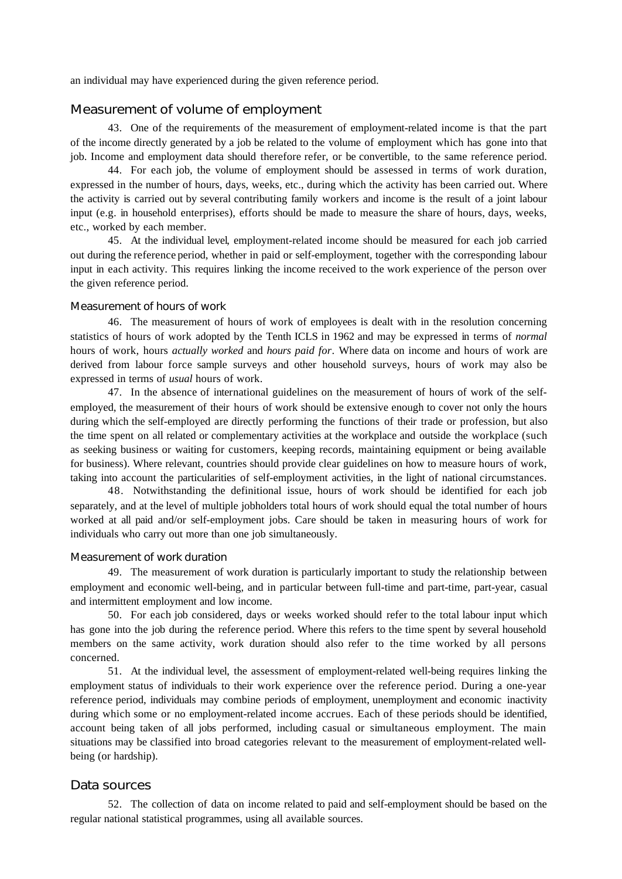an individual may have experienced during the given reference period.

## Measurement of volume of employment

43. One of the requirements of the measurement of employment-related income is that the part of the income directly generated by a job be related to the volume of employment which has gone into that job. Income and employment data should therefore refer, or be convertible, to the same reference period.

44. For each job, the volume of employment should be assessed in terms of work duration, expressed in the number of hours, days, weeks, etc., during which the activity has been carried out. Where the activity is carried out by several contributing family workers and income is the result of a joint labour input (e.g. in household enterprises), efforts should be made to measure the share of hours, days, weeks, etc., worked by each member.

45. At the individual level, employment-related income should be measured for each job carried out during the reference period, whether in paid or self-employment, together with the corresponding labour input in each activity. This requires linking the income received to the work experience of the person over the given reference period.

### Measurement of hours of work

46. The measurement of hours of work of employees is dealt with in the resolution concerning statistics of hours of work adopted by the Tenth ICLS in 1962 and may be expressed in terms of *normal* hours of work, hours *actually worked* and *hours paid for*. Where data on income and hours of work are derived from labour force sample surveys and other household surveys, hours of work may also be expressed in terms of *usual* hours of work.

47. In the absence of international guidelines on the measurement of hours of work of the self-employed, the measurement of their hours of work should be extensive enough to cover not only the hours during which the self-employed are directly performing the functions of their trade or profession, but also the time spent on all related or complementary activities at the workplace and outside the workplace (such as seeking business or waiting for customers, keeping records, maintaining equipment or being available for business). Where relevant, countries should provide clear guidelines on how to measure hours of work, taking into account the particularities of self-employment activities, in the light of national circumstances.

48. Notwithstanding the definitional issue, hours of work should be identified for each job separately, and at the level of multiple jobholders total hours of work should equal the total number of hours worked at all paid and/or self-employment jobs. Care should be taken in measuring hours of work for individuals who carry out more than one job simultaneously.

### Measurement of work duration

49. The measurement of work duration is particularly important to study the relationship between employment and economic well-being, and in particular between full-time and part-time, part-year, casual and intermittent employment and low income.

50. For each job considered, days or weeks worked should refer to the total labour input which has gone into the job during the reference period. Where this refers to the time spent by several household members on the same activity, work duration should also refer to the time worked by all persons concerned.

51. At the individual level, the assessment of employment-related well-being requires linking the employment status of individuals to their work experience over the reference period. During a one-year reference period, individuals may combine periods of employment, unemployment and economic inactivity during which some or no employment-related income accrues. Each of these periods should be identified, account being taken of all jobs performed, including casual or simultaneous employment. The main situations may be classified into broad categories relevant to the measurement of employment-related well-being (or hardship).

## Data sources

52. The collection of data on income related to paid and self-employment should be based on the regular national statistical programmes, using all available sources.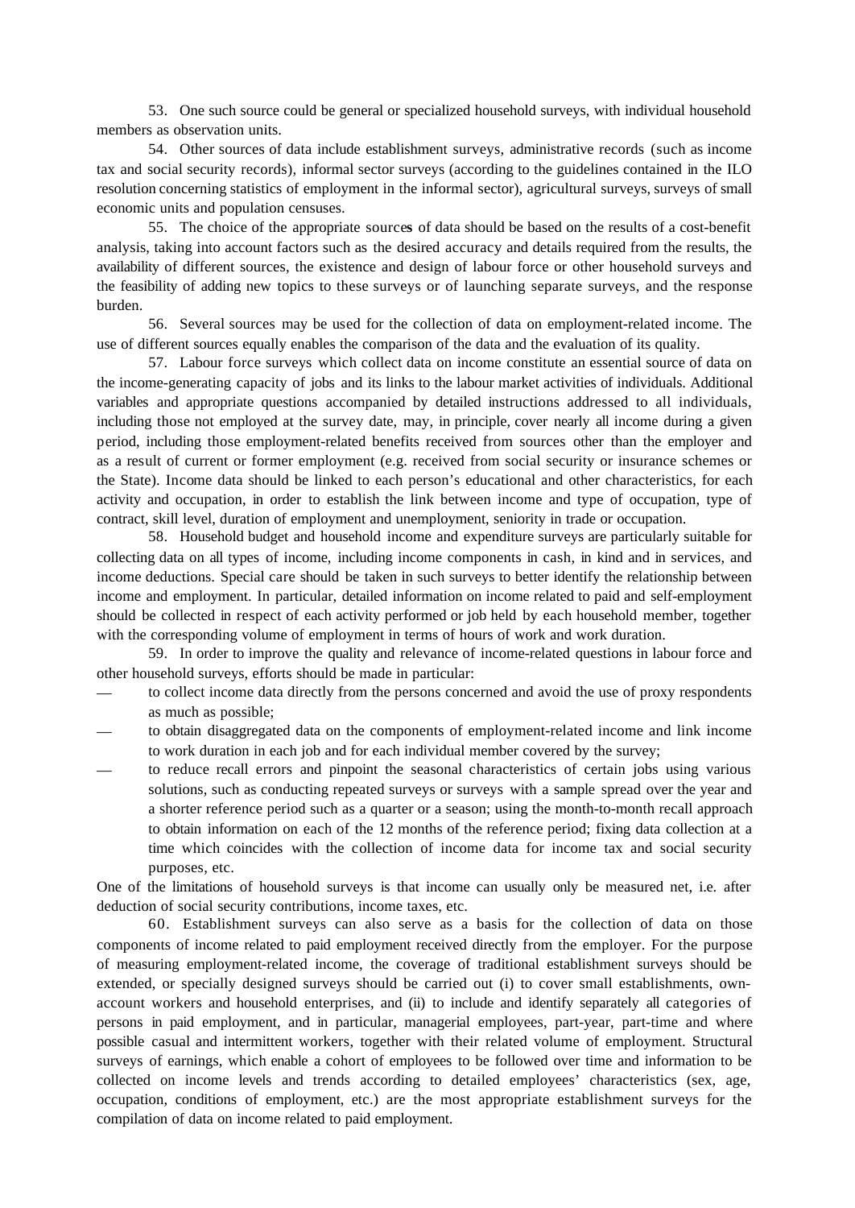53. One such source could be general or specialized household surveys, with individual household members as observation units.

54. Other sources of data include establishment surveys, administrative records (such as income tax and social security records), informal sector surveys (according to the guidelines contained in the ILO resolution concerning statistics of employment in the informal sector), agricultural surveys, surveys of small economic units and population censuses.

55. The choice of the appropriate sources of data should be based on the results of a cost-benefit analysis, taking into account factors such as the desired accuracy and details required from the results, the availability of different sources, the existence and design of labour force or other household surveys and the feasibility of adding new topics to these surveys or of launching separate surveys, and the response burden.

56. Several sources may be used for the collection of data on employment-related income. The use of different sources equally enables the comparison of the data and the evaluation of its quality.

57. Labour force surveys which collect data on income constitute an essential source of data on the income-generating capacity of jobs and its links to the labour market activities of individuals. Additional variables and appropriate questions accompanied by detailed instructions addressed to all individuals, including those not employed at the survey date, may, in principle, cover nearly all income during a given period, including those employment-related benefits received from sources other than the employer and as a result of current or former employment (e.g. received from social security or insurance schemes or the State). Income data should be linked to each person's educational and other characteristics, for each activity and occupation, in order to establish the link between income and type of occupation, type of contract, skill level, duration of employment and unemployment, seniority in trade or occupation.

58. Household budget and household income and expenditure surveys are particularly suitable for collecting data on all types of income, including income components in cash, in kind and in services, and income deductions. Special care should be taken in such surveys to better identify the relationship between income and employment. In particular, detailed information on income related to paid and self-employment should be collected in respect of each activity performed or job held by each household member, together with the corresponding volume of employment in terms of hours of work and work duration.

59. In order to improve the quality and relevance of income-related questions in labour force and other household surveys, efforts should be made in particular:

— to collect income data directly from the persons concerned and avoid the use of proxy respondents as much as possible;
— to obtain disaggregated data on the components of employment-related income and link income to work duration in each job and for each individual member covered by the survey;
— to reduce recall errors and pinpoint the seasonal characteristics of certain jobs using various solutions, such as conducting repeated surveys or surveys with a sample spread over the year and a shorter reference period such as a quarter or a season; using the month-to-month recall approach to obtain information on each of the 12 months of the reference period; fixing data collection at a time which coincides with the collection of income data for income tax and social security purposes, etc.

One of the limitations of household surveys is that income can usually only be measured net, i.e. after deduction of social security contributions, income taxes, etc.

60. Establishment surveys can also serve as a basis for the collection of data on those components of income related to paid employment received directly from the employer. For the purpose of measuring employment-related income, the coverage of traditional establishment surveys should be extended, or specially designed surveys should be carried out (i) to cover small establishments, own-account workers and household enterprises, and (ii) to include and identify separately all categories of persons in paid employment, and in particular, managerial employees, part-year, part-time and where possible casual and intermittent workers, together with their related volume of employment. Structural surveys of earnings, which enable a cohort of employees to be followed over time and information to be collected on income levels and trends according to detailed employees' characteristics (sex, age, occupation, conditions of employment, etc.) are the most appropriate establishment surveys for the compilation of data on income related to paid employment.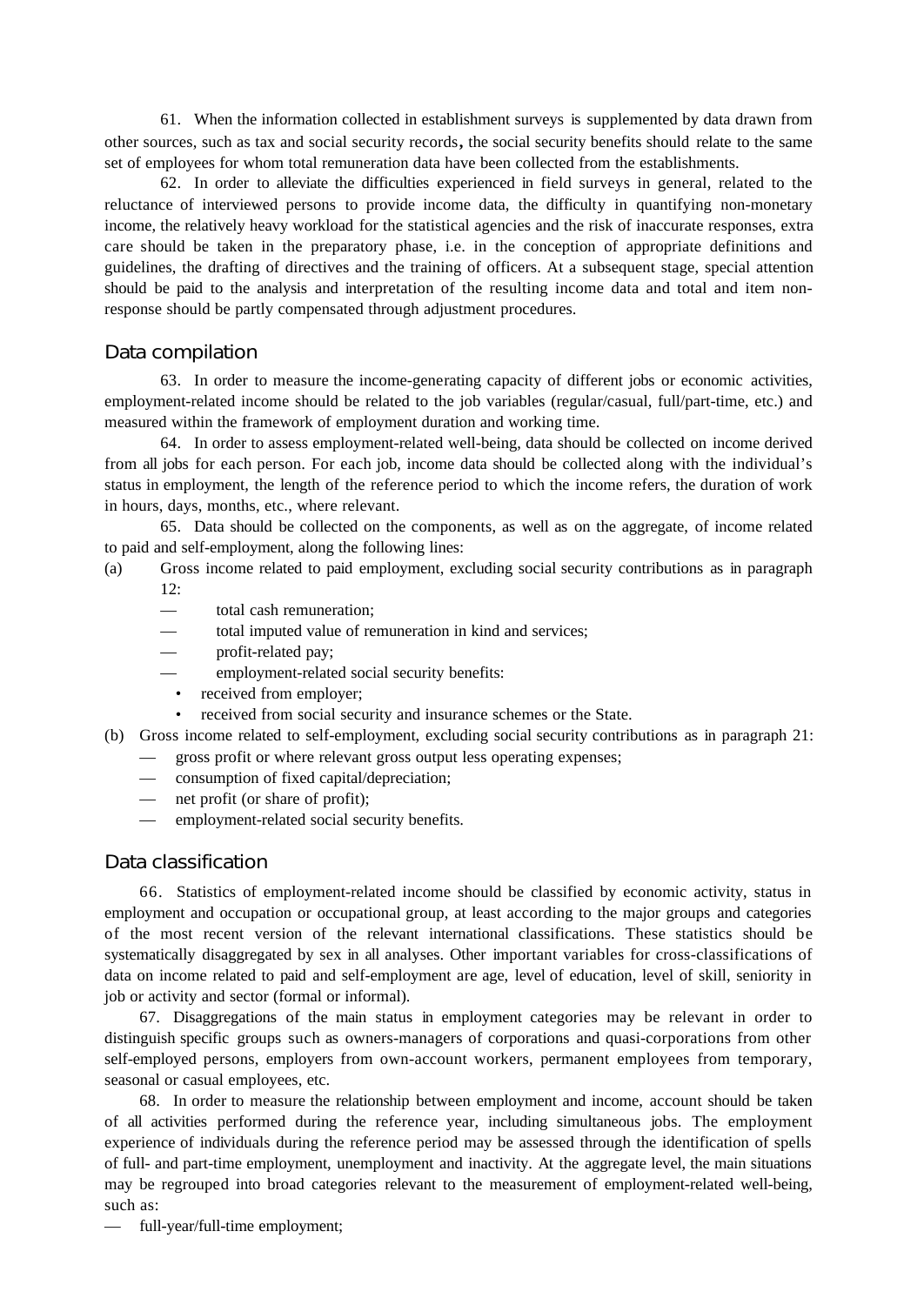61. When the information collected in establishment surveys is supplemented by data drawn from other sources, such as tax and social security records, the social security benefits should relate to the same set of employees for whom total remuneration data have been collected from the establishments.

62. In order to alleviate the difficulties experienced in field surveys in general, related to the reluctance of interviewed persons to provide income data, the difficulty in quantifying non-monetary income, the relatively heavy workload for the statistical agencies and the risk of inaccurate responses, extra care should be taken in the preparatory phase, i.e. in the conception of appropriate definitions and guidelines, the drafting of directives and the training of officers. At a subsequent stage, special attention should be paid to the analysis and interpretation of the resulting income data and total and item non-response should be partly compensated through adjustment procedures.

## Data compilation

63. In order to measure the income-generating capacity of different jobs or economic activities, employment-related income should be related to the job variables (regular/casual, full/part-time, etc.) and measured within the framework of employment duration and working time.

64. In order to assess employment-related well-being, data should be collected on income derived from all jobs for each person. For each job, income data should be collected along with the individual's status in employment, the length of the reference period to which the income refers, the duration of work in hours, days, months, etc., where relevant.

65. Data should be collected on the components, as well as on the aggregate, of income related to paid and self-employment, along the following lines:

(a) Gross income related to paid employment, excluding social security contributions as in paragraph 12:
- — total cash remuneration;
- — total imputed value of remuneration in kind and services;
- — profit-related pay;
- — employment-related social security benefits:
  - • received from employer;
  - • received from social security and insurance schemes or the State.

(b) Gross income related to self-employment, excluding social security contributions as in paragraph 21:
- — gross profit or where relevant gross output less operating expenses;
- — consumption of fixed capital/depreciation;
- — net profit (or share of profit);
- — employment-related social security benefits.

## Data classification

66. Statistics of employment-related income should be classified by economic activity, status in employment and occupation or occupational group, at least according to the major groups and categories of the most recent version of the relevant international classifications. These statistics should be systematically disaggregated by sex in all analyses. Other important variables for cross-classifications of data on income related to paid and self-employment are age, level of education, level of skill, seniority in job or activity and sector (formal or informal).

67. Disaggregations of the main status in employment categories may be relevant in order to distinguish specific groups such as owners-managers of corporations and quasi-corporations from other self-employed persons, employers from own-account workers, permanent employees from temporary, seasonal or casual employees, etc.

68. In order to measure the relationship between employment and income, account should be taken of all activities performed during the reference year, including simultaneous jobs. The employment experience of individuals during the reference period may be assessed through the identification of spells of full- and part-time employment, unemployment and inactivity. At the aggregate level, the main situations may be regrouped into broad categories relevant to the measurement of employment-related well-being, such as:

- — full-year/full-time employment;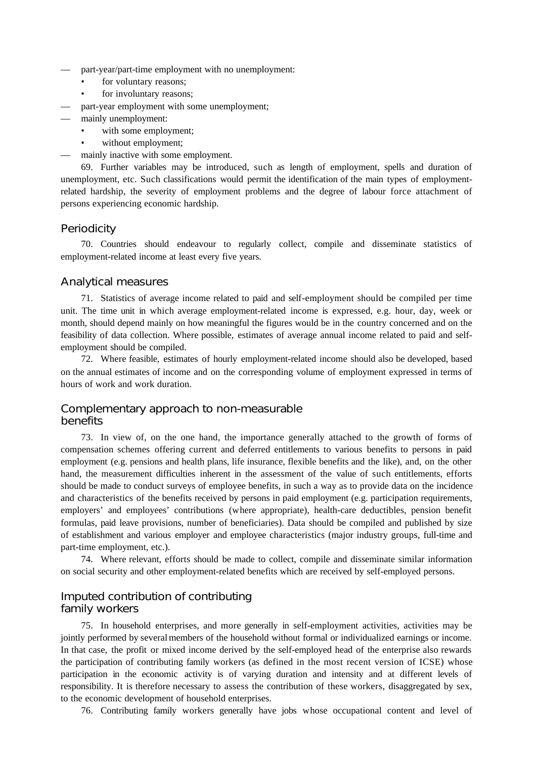- part-year/part-time employment with no unemployment:
  - for voluntary reasons;
  - for involuntary reasons;
- part-year employment with some unemployment;
- mainly unemployment:
  - with some employment;
  - without employment;
- mainly inactive with some employment.

69. Further variables may be introduced, such as length of employment, spells and duration of unemployment, etc. Such classifications would permit the identification of the main types of employment-related hardship, the severity of employment problems and the degree of labour force attachment of persons experiencing economic hardship.

## Periodicity

70. Countries should endeavour to regularly collect, compile and disseminate statistics of employment-related income at least every five years.

## Analytical measures

71. Statistics of average income related to paid and self-employment should be compiled per time unit. The time unit in which average employment-related income is expressed, e.g. hour, day, week or month, should depend mainly on how meaningful the figures would be in the country concerned and on the feasibility of data collection. Where possible, estimates of average annual income related to paid and self-employment should be compiled.

72. Where feasible, estimates of hourly employment-related income should also be developed, based on the annual estimates of income and on the corresponding volume of employment expressed in terms of hours of work and work duration.

## Complementary approach to non-measurable benefits

73. In view of, on the one hand, the importance generally attached to the growth of forms of compensation schemes offering current and deferred entitlements to various benefits to persons in paid employment (e.g. pensions and health plans, life insurance, flexible benefits and the like), and, on the other hand, the measurement difficulties inherent in the assessment of the value of such entitlements, efforts should be made to conduct surveys of employee benefits, in such a way as to provide data on the incidence and characteristics of the benefits received by persons in paid employment (e.g. participation requirements, employers' and employees' contributions (where appropriate), health-care deductibles, pension benefit formulas, paid leave provisions, number of beneficiaries). Data should be compiled and published by size of establishment and various employer and employee characteristics (major industry groups, full-time and part-time employment, etc.).

74. Where relevant, efforts should be made to collect, compile and disseminate similar information on social security and other employment-related benefits which are received by self-employed persons.

## Imputed contribution of contributing family workers

75. In household enterprises, and more generally in self-employment activities, activities may be jointly performed by several members of the household without formal or individualized earnings or income. In that case, the profit or mixed income derived by the self-employed head of the enterprise also rewards the participation of contributing family workers (as defined in the most recent version of ICSE) whose participation in the economic activity is of varying duration and intensity and at different levels of responsibility. It is therefore necessary to assess the contribution of these workers, disaggregated by sex, to the economic development of household enterprises.

76. Contributing family workers generally have jobs whose occupational content and level of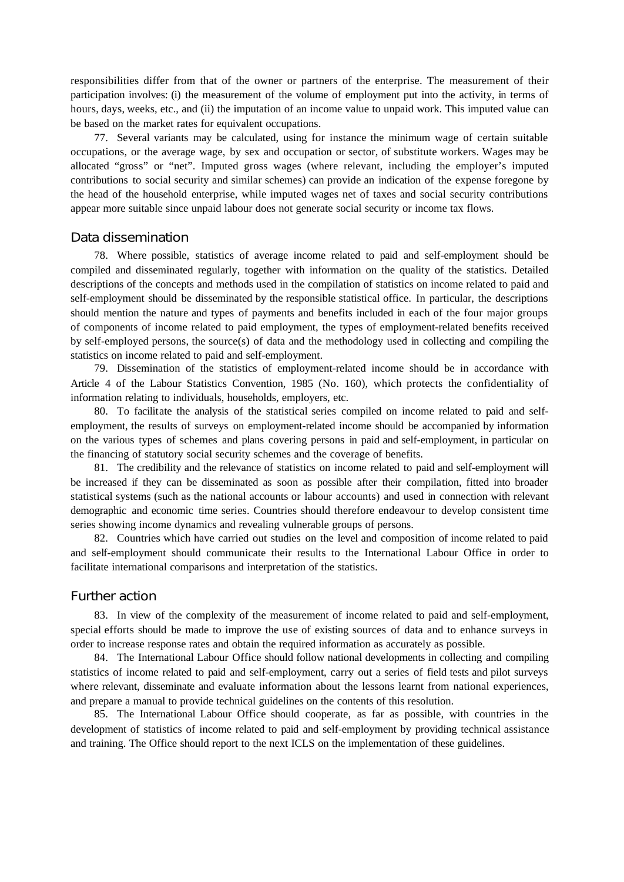responsibilities differ from that of the owner or partners of the enterprise. The measurement of their participation involves: (i) the measurement of the volume of employment put into the activity, in terms of hours, days, weeks, etc., and (ii) the imputation of an income value to unpaid work. This imputed value can be based on the market rates for equivalent occupations.

77. Several variants may be calculated, using for instance the minimum wage of certain suitable occupations, or the average wage, by sex and occupation or sector, of substitute workers. Wages may be allocated "gross" or "net". Imputed gross wages (where relevant, including the employer's imputed contributions to social security and similar schemes) can provide an indication of the expense foregone by the head of the household enterprise, while imputed wages net of taxes and social security contributions appear more suitable since unpaid labour does not generate social security or income tax flows.

## Data dissemination

78. Where possible, statistics of average income related to paid and self-employment should be compiled and disseminated regularly, together with information on the quality of the statistics. Detailed descriptions of the concepts and methods used in the compilation of statistics on income related to paid and self-employment should be disseminated by the responsible statistical office. In particular, the descriptions should mention the nature and types of payments and benefits included in each of the four major groups of components of income related to paid employment, the types of employment-related benefits received by self-employed persons, the source(s) of data and the methodology used in collecting and compiling the statistics on income related to paid and self-employment.

79. Dissemination of the statistics of employment-related income should be in accordance with Article 4 of the Labour Statistics Convention, 1985 (No. 160), which protects the confidentiality of information relating to individuals, households, employers, etc.

80. To facilitate the analysis of the statistical series compiled on income related to paid and self-employment, the results of surveys on employment-related income should be accompanied by information on the various types of schemes and plans covering persons in paid and self-employment, in particular on the financing of statutory social security schemes and the coverage of benefits.

81. The credibility and the relevance of statistics on income related to paid and self-employment will be increased if they can be disseminated as soon as possible after their compilation, fitted into broader statistical systems (such as the national accounts or labour accounts) and used in connection with relevant demographic and economic time series. Countries should therefore endeavour to develop consistent time series showing income dynamics and revealing vulnerable groups of persons.

82. Countries which have carried out studies on the level and composition of income related to paid and self-employment should communicate their results to the International Labour Office in order to facilitate international comparisons and interpretation of the statistics.

## Further action

83. In view of the complexity of the measurement of income related to paid and self-employment, special efforts should be made to improve the use of existing sources of data and to enhance surveys in order to increase response rates and obtain the required information as accurately as possible.

84. The International Labour Office should follow national developments in collecting and compiling statistics of income related to paid and self-employment, carry out a series of field tests and pilot surveys where relevant, disseminate and evaluate information about the lessons learnt from national experiences, and prepare a manual to provide technical guidelines on the contents of this resolution.

85. The International Labour Office should cooperate, as far as possible, with countries in the development of statistics of income related to paid and self-employment by providing technical assistance and training. The Office should report to the next ICLS on the implementation of these guidelines.